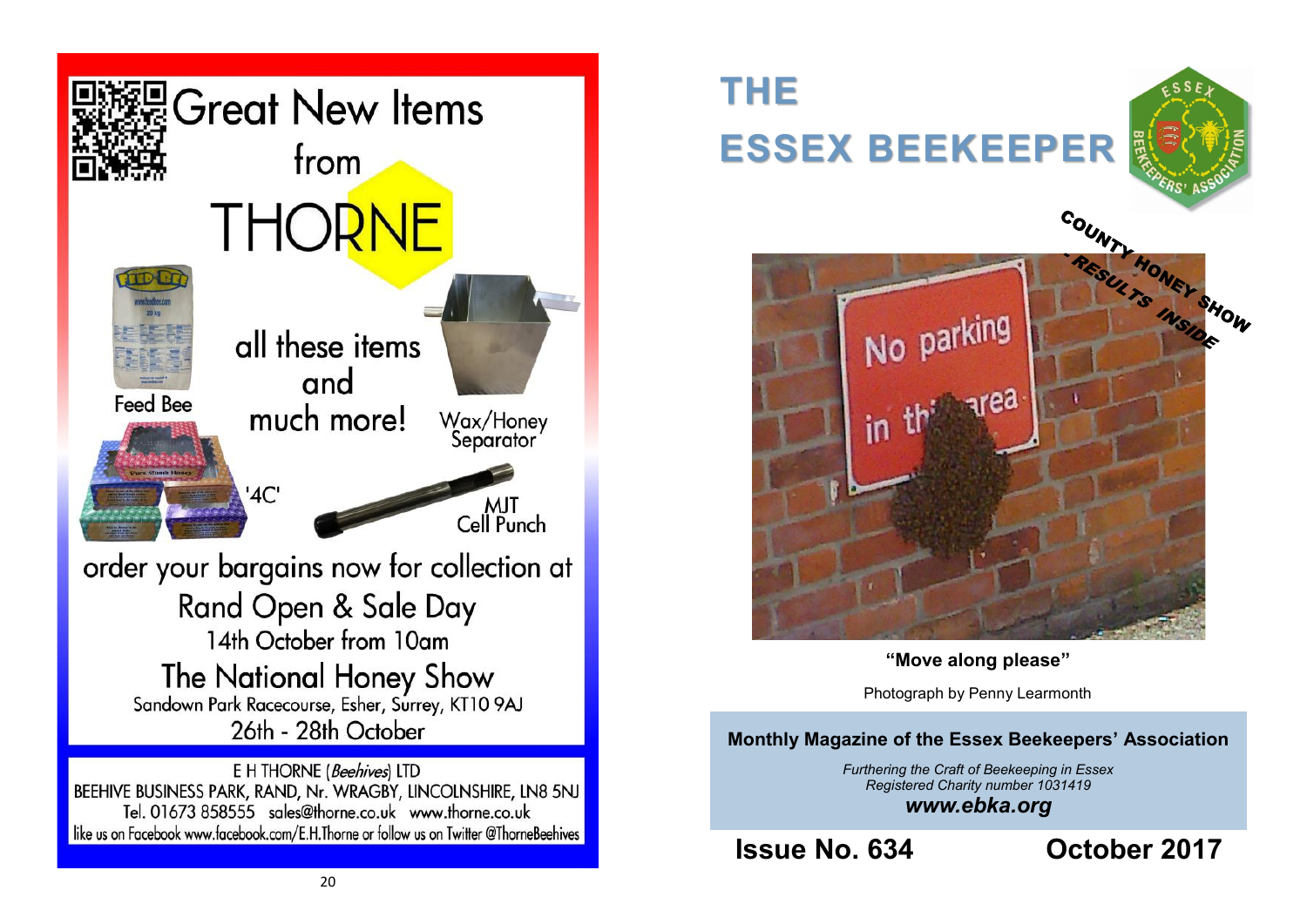# Great New Items from THORNE

Feed Bee

all these items and much more!

Wax/Honey Separator

'4C'

MJT Cell Punch

order your bargains now for collection at

Rand Open & Sale Day
14th October from 10am

The National Honey Show
Sandown Park Racecourse, Esher, Surrey, KT10 9AJ
26th - 28th October

E H THORNE (*Beehives*) LTD
BEEHIVE BUSINESS PARK, RAND, Nr. WRAGBY, LINCOLNSHIRE, LN8 5NJ
Tel. 01673 858555 sales@thorne.co.uk www.thorne.co.uk
like us on Facebook www.facebook.com/E.H.Thorne or follow us on Twitter @ThorneBeehives

# THE ESSEX BEEKEEPER

COUNTY HONEY SHOW - RESULTS INSIDE

**"Move along please"**

Photograph by Penny Learmonth

**Monthly Magazine of the Essex Beekeepers' Association**

*Furthering the Craft of Beekeeping in Essex*
*Registered Charity number 1031419*
***www.ebka.org***

**Issue No. 634** **October 2017**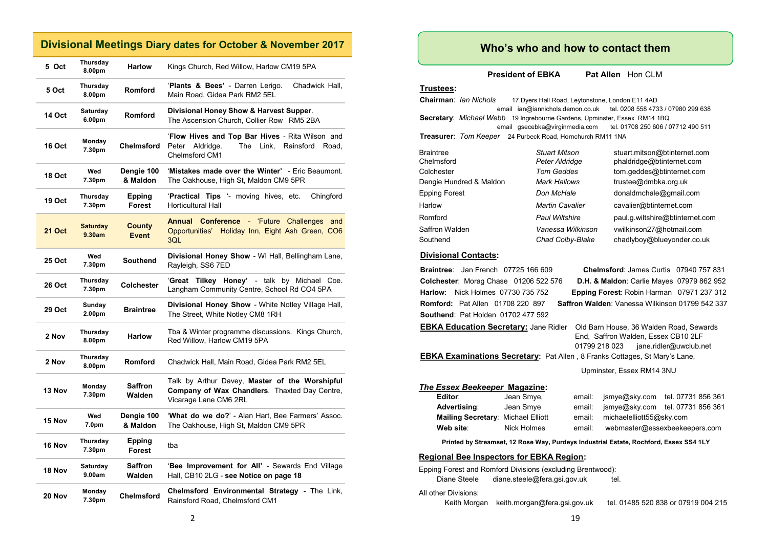## Divisional Meetings Diary dates for October & November 2017

| Date | Day/Time | Division | Details |
|---|---|---|---|
| 5 Oct | Thursday 8.00pm | Harlow | Kings Church, Red Willow, Harlow CM19 5PA |
| 5 Oct | Thursday 8.00pm | Romford | '**Plants & Bees'** - Darren Lerigo. Chadwick Hall, Main Road, Gidea Park RM2 5EL |
| 14 Oct | Saturday 6.00pm | Romford | **Divisional Honey Show & Harvest Supper**. The Ascension Church, Collier Row RM5 2BA |
| 16 Oct | Monday 7.30pm | Chelmsford | '**Flow Hives and Top Bar Hives** - Rita Wilson and Peter Aldridge. The Link, Rainsford Road, Chelmsford CM1 |
| 18 Oct | Wed 7.30pm | Dengie 100 & Maldon | '**Mistakes made over the Winter'** - Eric Beaumont. The Oakhouse, High St, Maldon CM9 5PR |
| 19 Oct | Thursday 7.30pm | Epping Forest | '**Practical Tips** '- moving hives, etc. Chingford Horticultural Hall |
| **21 Oct** | **Saturday 9.30am** | **County Event** | **Annual Conference** - 'Future Challenges and Opportunities' Holiday Inn, Eight Ash Green, CO6 3QL |
| 25 Oct | Wed 7.30pm | Southend | **Divisional Honey Show** - WI Hall, Bellingham Lane, Rayleigh, SS6 7ED |
| 26 Oct | Thursday 7.30pm | Colchester | '**Great Tilkey Honey'** - talk by Michael Coe. Langham Community Centre, School Rd CO4 5PA |
| 29 Oct | Sunday 2.00pm | Braintree | **Divisional Honey Show** - White Notley Village Hall, The Street, White Notley CM8 1RH |
| 2 Nov | Thursday 8.00pm | Harlow | Tba & Winter programme discussions. Kings Church, Red Willow, Harlow CM19 5PA |
| 2 Nov | Thursday 8.00pm | Romford | Chadwick Hall, Main Road, Gidea Park RM2 5EL |
| 13 Nov | Monday 7.30pm | Saffron Walden | Talk by Arthur Davey, **Master of the Worshipful Company of Wax Chandlers**. Thaxted Day Centre, Vicarage Lane CM6 2RL |
| 15 Nov | Wed 7.0pm | Dengie 100 & Maldon | '**What do we do?**' - Alan Hart, Bee Farmers' Assoc. The Oakhouse, High St, Maldon CM9 5PR |
| 16 Nov | Thursday 7.30pm | Epping Forest | tba |
| 18 Nov | Saturday 9.00am | Saffron Walden | '**Bee Improvement for All'** - Sewards End Village Hall, CB10 2LG - **see Notice on page 18** |
| 20 Nov | Monday 7.30pm | Chelmsford | **Chelmsford Environmental Strategy** - The Link, Rainsford Road, Chelmsford CM1 |

## Who's who and how to contact them

**President of EBKA** **Pat Allen** Hon CLM

**Trustees:**

**Chairman**: *Ian Nichols* 17 Dyers Hall Road, Leytonstone, London E11 4AD
email ian@iannichols.demon.co.uk tel. 0208 558 4733 / 07980 299 638

**Secretary**: *Michael Webb* 19 Ingrebourne Gardens, Upminster, Essex RM14 1BQ
email gsecebka@virginmedia.com tel. 01708 250 606 / 07712 490 511

**Treasurer**: *Tom Keeper* 24 Purbeck Road, Hornchurch RM11 1NA

| Division | Trustee | Email |
|---|---|---|
| Braintree | *Stuart Mitson* | stuart.mitson@btinternet.com |
| Chelmsford | *Peter Aldridge* | phaldridge@btinternet.com |
| Colchester | *Tom Geddes* | tom.geddes@btinternet.com |
| Dengie Hundred & Maldon | *Mark Hallows* | trustee@dmbka.org.uk |
| Epping Forest | *Don McHale* | donaldmchale@gmail.com |
| Harlow | *Martin Cavalier* | cavalier@btinternet.com |
| Romford | *Paul Wiltshire* | paul.g.wiltshire@btinternet.com |
| Saffron Walden | *Vanessa Wilkinson* | vwilkinson27@hotmail.com |
| Southend | *Chad Colby-Blake* | chadlyboy@blueyonder.co.uk |

**Divisional Contacts:**

- **Braintree**: Jan French 07725 166 609
- **Chelmsford**: James Curtis 07940 757 831
- **Colchester**: Morag Chase 01206 522 576
- **D.H. & Maldon**: Carlie Mayes 07979 862 952
- **Harlow**: Nick Holmes 07730 735 752
- **Epping Forest**: Robin Harman 07971 237 312
- **Romford:** Pat Allen 01708 220 897
- **Saffron Walden**: Vanessa Wilkinson 01799 542 337
- **Southend**: Pat Holden 01702 477 592

**EBKA Education Secretary:** Jane Ridler Old Barn House, 36 Walden Road, Sewards End, Saffron Walden, Essex CB10 2LF
01799 218 023 jane.ridler@uwclub.net

**EBKA Examinations Secretary:** Pat Allen , 8 Franks Cottages, St Mary's Lane, Upminster, Essex RM14 3NU

***The Essex Beekeeper* Magazine:**

| | | | |
|---|---|---|---|
| **Editor**: | Jean Smye, | email: jsmye@sky.com | tel. 07731 856 361 |
| **Advertising**: | Jean Smye | email: jsmye@sky.com | tel. 07731 856 361 |
| **Mailing Secretary**: | Michael Elliott | email: michaelelliott55@sky.com | |
| **Web site**: | Nick Holmes | email: webmaster@essexbeekeepers.com | |

**Printed by Streamset, 12 Rose Way, Purdeys Industrial Estate, Rochford, Essex SS4 1LY**

**Regional Bee Inspectors for EBKA Region:**

Epping Forest and Romford Divisions (excluding Brentwood):
Diane Steele diane.steele@fera.gsi.gov.uk tel.

All other Divisions:
Keith Morgan keith.morgan@fera.gsi.gov.uk tel. 01485 520 838 or 07919 004 215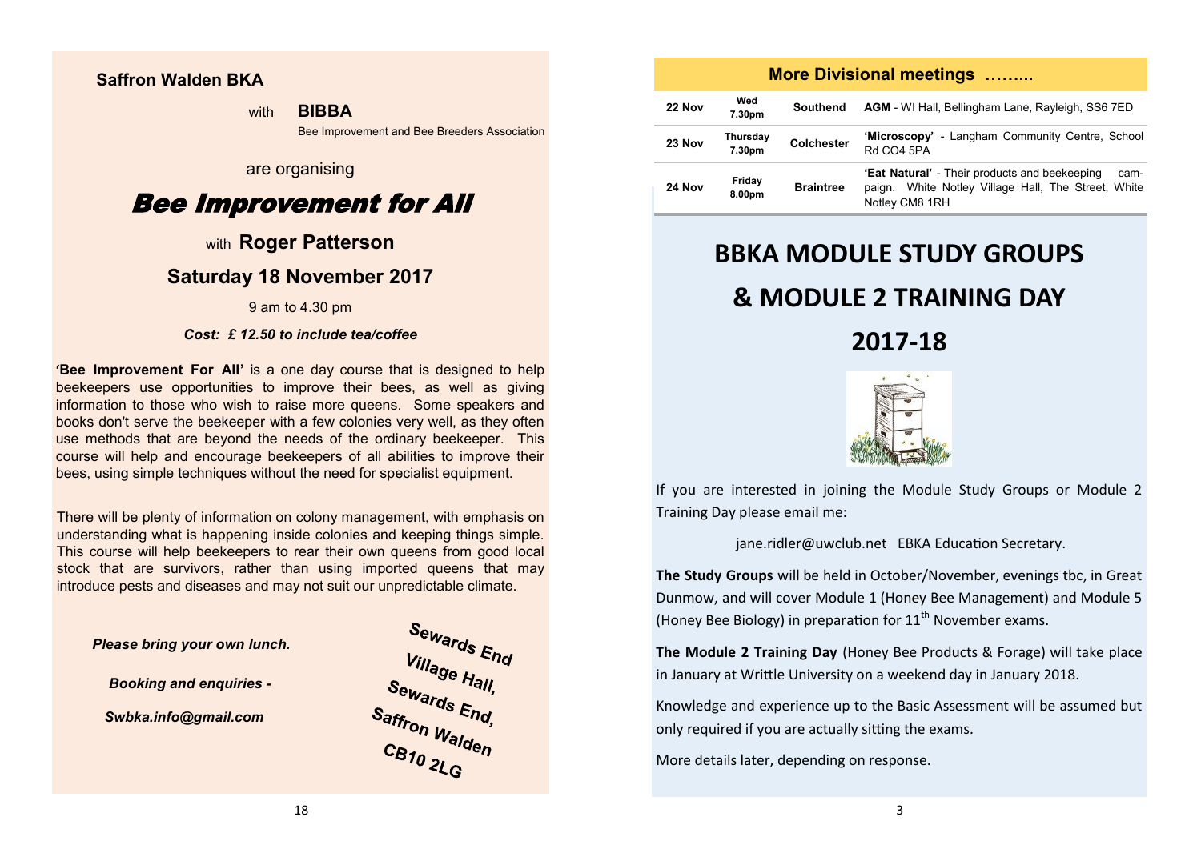## Saffron Walden BKA

with **BIBBA**

Bee Improvement and Bee Breeders Association

are organising

# *Bee Improvement for All*

with **Roger Patterson**

### Saturday 18 November 2017

9 am to 4.30 pm

***Cost: £ 12.50 to include tea/coffee***

**'Bee Improvement For All'** is a one day course that is designed to help beekeepers use opportunities to improve their bees, as well as giving information to those who wish to raise more queens. Some speakers and books don't serve the beekeeper with a few colonies very well, as they often use methods that are beyond the needs of the ordinary beekeeper. This course will help and encourage beekeepers of all abilities to improve their bees, using simple techniques without the need for specialist equipment.

There will be plenty of information on colony management, with emphasis on understanding what is happening inside colonies and keeping things simple. This course will help beekeepers to rear their own queens from good local stock that are survivors, rather than using imported queens that may introduce pests and diseases and may not suit our unpredictable climate.

***Please bring your own lunch.***

***Booking and enquiries -***

***Swbka.info@gmail.com***

**Sewards End Village Hall, Sewards End, Saffron Walden CB10 2LG**

## More Divisional meetings ……...

| | | | |
|---|---|---|---|
| **22 Nov** | **Wed 7.30pm** | **Southend** | **AGM** - WI Hall, Bellingham Lane, Rayleigh, SS6 7ED |
| **23 Nov** | **Thursday 7.30pm** | **Colchester** | **'Microscopy'** - Langham Community Centre, School Rd CO4 5PA |
| **24 Nov** | **Friday 8.00pm** | **Braintree** | **'Eat Natural'** - Their products and beekeeping campaign. White Notley Village Hall, The Street, White Notley CM8 1RH |

# BBKA MODULE STUDY GROUPS & MODULE 2 TRAINING DAY 2017-18

If you are interested in joining the Module Study Groups or Module 2 Training Day please email me:

jane.ridler@uwclub.net EBKA Education Secretary.

**The Study Groups** will be held in October/November, evenings tbc, in Great Dunmow, and will cover Module 1 (Honey Bee Management) and Module 5 (Honey Bee Biology) in preparation for 11th November exams.

**The Module 2 Training Day** (Honey Bee Products & Forage) will take place in January at Writtle University on a weekend day in January 2018.

Knowledge and experience up to the Basic Assessment will be assumed but only required if you are actually sitting the exams.

More details later, depending on response.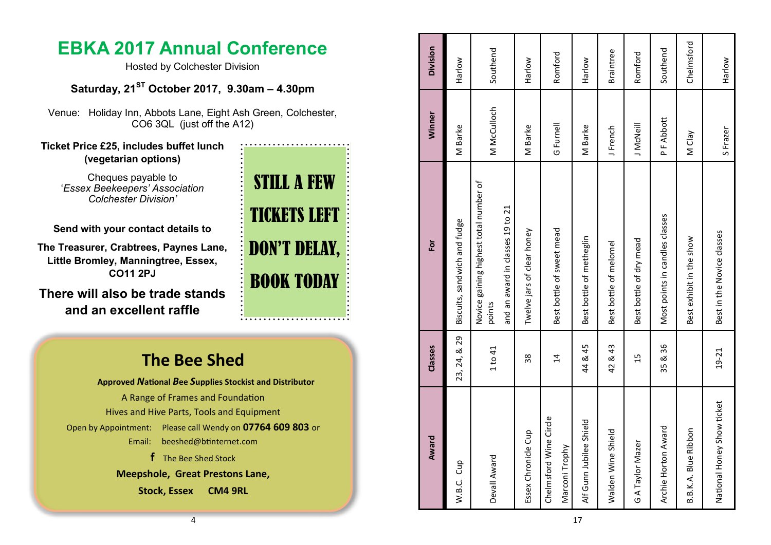# EBKA 2017 Annual Conference

Hosted by Colchester Division

**Saturday, 21ST October 2017, 9.30am – 4.30pm**

Venue: Holiday Inn, Abbots Lane, Eight Ash Green, Colchester, CO6 3QL (just off the A12)

**Ticket Price £25, includes buffet lunch (vegetarian options)**

Cheques payable to '*Essex Beekeepers' Association Colchester Division'*

**Send with your contact details to**

**The Treasurer, Crabtrees, Paynes Lane, Little Bromley, Manningtree, Essex, CO11 2PJ**

**There will also be trade stands and an excellent raffle**

**STILL A FEW TICKETS LEFT DON'T DELAY, BOOK TODAY**

## The Bee Shed

**Approved *N*ational *B*ee *S*upplies Stockist and Distributor**

A Range of Frames and Foundation

Hives and Hive Parts, Tools and Equipment

Open by Appointment: Please call Wendy on **07764 609 803** or

Email: beeshed@btinternet.com

f The Bee Shed Stock

**Meepshole, Great Prestons Lane,**

**Stock, Essex CM4 9RL**

| Award | Classes | For | Winner | Division |
|---|---|---|---|---|
| W.B.C. Cup | 23, 24, & 29 | Biscuits, sandwich and fudge | M Barke | Harlow |
| Devall Award | 1 to 41 | Novice gaining highest total number of points and an award in classes 19 to 21 | M McCulloch | Southend |
| Essex Chronicle Cup | 38 | Twelve jars of clear honey | M Barke | Harlow |
| Chelmsford Wine Circle Marconi Trophy | 14 | Best bottle of sweet mead | G Furnell | Romford |
| Alf Gunn Jubilee Shield | 44 & 45 | Best bottle of metheglin | M Barke | Harlow |
| Walden Wine Shield | 42 & 43 | Best bottle of melomel | J French | Braintree |
| G A Taylor Mazer | 15 | Best bottle of dry mead | J McNeill | Romford |
| Archie Horton Award | 35 & 36 | Most points in candles classes | P F Abbott | Southend |
| B.B.K.A. Blue Ribbon | | Best exhibit in the show | M Clay | Chelmsford |
| National Honey Show ticket | 19-21 | Best in the Novice classes | S Frazer | Harlow |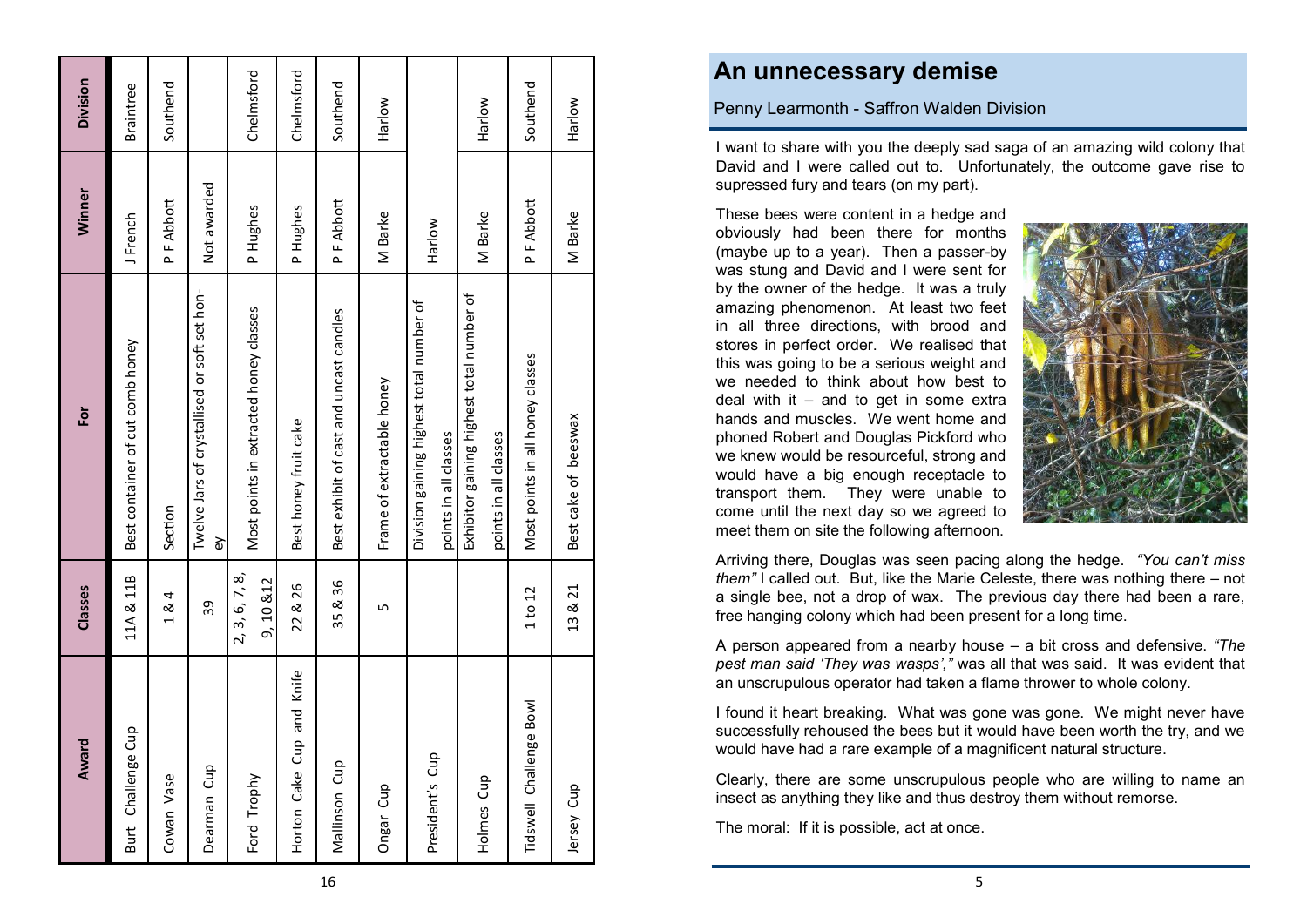| Award | Classes | For | Winner | Division |
|---|---|---|---|---|
| Burt Challenge Cup | 11A & 11B | Best container of cut comb honey | J French | Braintree |
| Cowan Vase | 1 & 4 | Section | P F Abbott | Southend |
| Dearman Cup | 39 | Twelve Jars of crystallised or soft set honey | Not awarded | |
| Ford Trophy | 2, 3, 6, 7, 8, 9, 10 &12 | Most points in extracted honey classes | P Hughes | Chelmsford |
| Horton Cake Cup and Knife | 22 & 26 | Best honey fruit cake | P Hughes | Chelmsford |
| Mallinson Cup | 35 & 36 | Best exhibit of cast and uncast candles | P F Abbott | Southend |
| Ongar Cup | 5 | Frame of extractable honey | M Barke | Harlow |
| President's Cup | | Division gaining highest total number of points in all classes | Harlow | |
| Holmes Cup | | Exhibitor gaining highest total number of points in all classes | M Barke | Harlow |
| Tidswell Challenge Bowl | 1 to 12 | Most points in all honey classes | P F Abbott | Southend |
| Jersey Cup | 13 & 21 | Best cake of beeswax | M Barke | Harlow |

## An unnecessary demise

Penny Learmonth - Saffron Walden Division

I want to share with you the deeply sad saga of an amazing wild colony that David and I were called out to. Unfortunately, the outcome gave rise to supressed fury and tears (on my part).

These bees were content in a hedge and obviously had been there for months (maybe up to a year). Then a passer-by was stung and David and I were sent for by the owner of the hedge. It was a truly amazing phenomenon. At least two feet in all three directions, with brood and stores in perfect order. We realised that this was going to be a serious weight and we needed to think about how best to deal with it – and to get in some extra hands and muscles. We went home and phoned Robert and Douglas Pickford who we knew would be resourceful, strong and would have a big enough receptacle to transport them. They were unable to come until the next day so we agreed to meet them on site the following afternoon.

Arriving there, Douglas was seen pacing along the hedge. *"You can't miss them"* I called out. But, like the Marie Celeste, there was nothing there – not a single bee, not a drop of wax. The previous day there had been a rare, free hanging colony which had been present for a long time.

A person appeared from a nearby house – a bit cross and defensive. *"The pest man said 'They was wasps',"* was all that was said. It was evident that an unscrupulous operator had taken a flame thrower to whole colony.

I found it heart breaking. What was gone was gone. We might never have successfully rehoused the bees but it would have been worth the try, and we would have had a rare example of a magnificent natural structure.

Clearly, there are some unscrupulous people who are willing to name an insect as anything they like and thus destroy them without remorse.

The moral: If it is possible, act at once.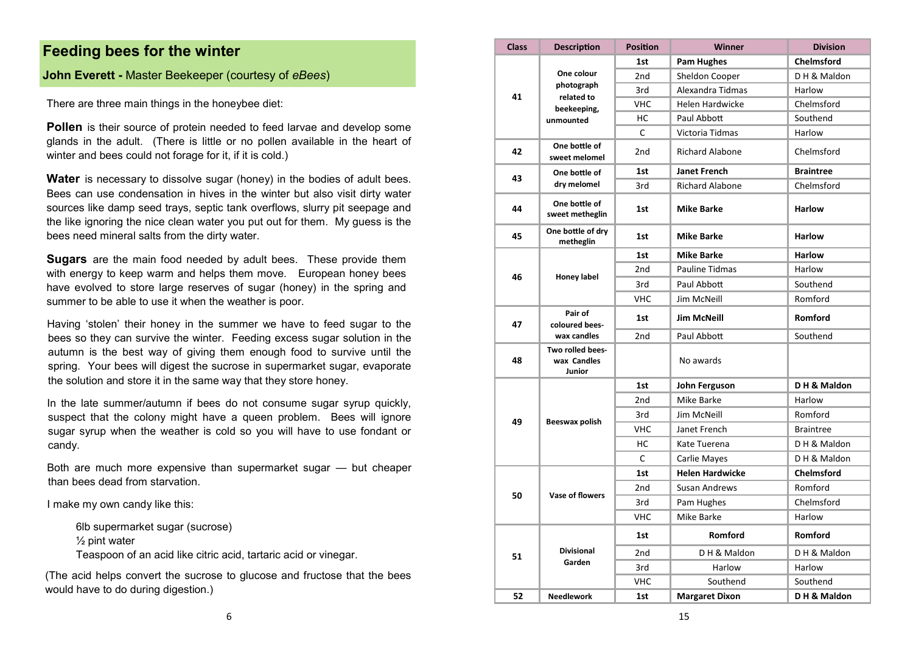## Feeding bees for the winter

**John Everett -** Master Beekeeper (courtesy of *eBees*)

There are three main things in the honeybee diet:

**Pollen** is their source of protein needed to feed larvae and develop some glands in the adult. (There is little or no pollen available in the heart of winter and bees could not forage for it, if it is cold.)

**Water** is necessary to dissolve sugar (honey) in the bodies of adult bees. Bees can use condensation in hives in the winter but also visit dirty water sources like damp seed trays, septic tank overflows, slurry pit seepage and the like ignoring the nice clean water you put out for them. My guess is the bees need mineral salts from the dirty water.

**Sugars** are the main food needed by adult bees. These provide them with energy to keep warm and helps them move. European honey bees have evolved to store large reserves of sugar (honey) in the spring and summer to be able to use it when the weather is poor.

Having 'stolen' their honey in the summer we have to feed sugar to the bees so they can survive the winter. Feeding excess sugar solution in the autumn is the best way of giving them enough food to survive until the spring. Your bees will digest the sucrose in supermarket sugar, evaporate the solution and store it in the same way that they store honey.

In the late summer/autumn if bees do not consume sugar syrup quickly, suspect that the colony might have a queen problem. Bees will ignore sugar syrup when the weather is cold so you will have to use fondant or candy.

Both are much more expensive than supermarket sugar — but cheaper than bees dead from starvation.

I make my own candy like this:

> 6lb supermarket sugar (sucrose)
> ½ pint water
> Teaspoon of an acid like citric acid, tartaric acid or vinegar.

(The acid helps convert the sucrose to glucose and fructose that the bees would have to do during digestion.)

| Class | Description | Position | Winner | Division |
|---|---|---|---|---|
| 41 | One colour photograph related to beekeeping, unmounted | 1st | **Pam Hughes** | **Chelmsford** |
| | | 2nd | Sheldon Cooper | D H & Maldon |
| | | 3rd | Alexandra Tidmas | Harlow |
| | | VHC | Helen Hardwicke | Chelmsford |
| | | HC | Paul Abbott | Southend |
| | | C | Victoria Tidmas | Harlow |
| 42 | One bottle of sweet melomel | 2nd | Richard Alabone | Chelmsford |
| 43 | One bottle of dry melomel | 1st | **Janet French** | **Braintree** |
| | | 3rd | Richard Alabone | Chelmsford |
| 44 | One bottle of sweet metheglin | 1st | **Mike Barke** | **Harlow** |
| 45 | One bottle of dry metheglin | 1st | **Mike Barke** | **Harlow** |
| 46 | Honey label | 1st | **Mike Barke** | **Harlow** |
| | | 2nd | Pauline Tidmas | Harlow |
| | | 3rd | Paul Abbott | Southend |
| | | VHC | Jim McNeill | Romford |
| 47 | Pair of coloured bees-wax candles | 1st | **Jim McNeill** | **Romford** |
| | | 2nd | Paul Abbott | Southend |
| 48 | Two rolled bees-wax Candles Junior | | No awards | |
| 49 | Beeswax polish | 1st | **John Ferguson** | **D H & Maldon** |
| | | 2nd | Mike Barke | Harlow |
| | | 3rd | Jim McNeill | Romford |
| | | VHC | Janet French | Braintree |
| | | HC | Kate Tuerena | D H & Maldon |
| | | C | Carlie Mayes | D H & Maldon |
| 50 | Vase of flowers | 1st | **Helen Hardwicke** | **Chelmsford** |
| | | 2nd | Susan Andrews | Romford |
| | | 3rd | Pam Hughes | Chelmsford |
| | | VHC | Mike Barke | Harlow |
| 51 | Divisional Garden | 1st | **Romford** | **Romford** |
| | | 2nd | D H & Maldon | D H & Maldon |
| | | 3rd | Harlow | Harlow |
| | | VHC | Southend | Southend |
| 52 | Needlework | 1st | **Margaret Dixon** | **D H & Maldon** |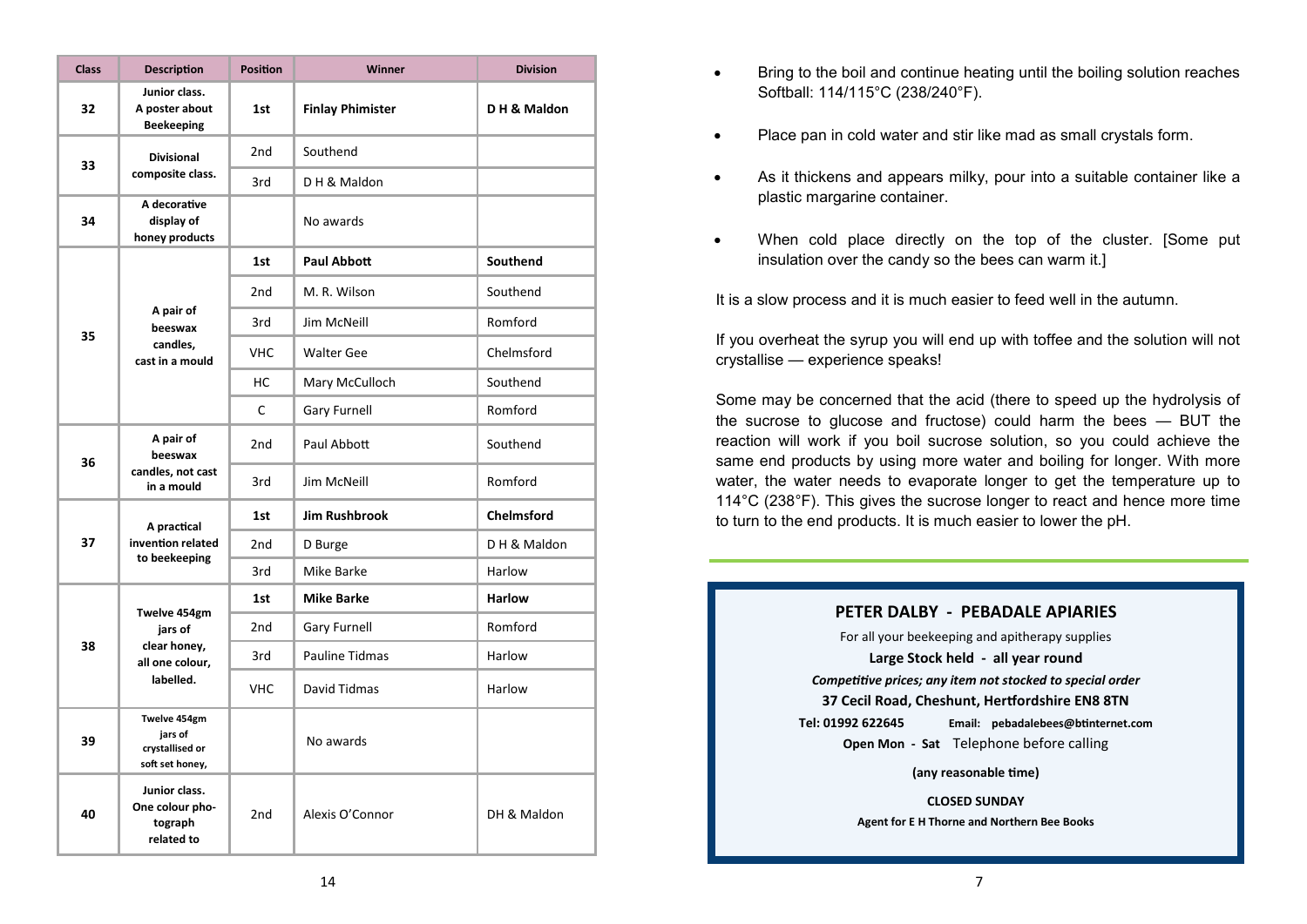| Class | Description | Position | Winner | Division |
|---|---|---|---|---|
| 32 | Junior class. A poster about Beekeeping | 1st | **Finlay Phimister** | **D H & Maldon** |
| 33 | Divisional composite class. | 2nd | Southend | |
| | | 3rd | D H & Maldon | |
| 34 | A decorative display of honey products | | No awards | |
| 35 | A pair of beeswax candles, cast in a mould | 1st | **Paul Abbott** | **Southend** |
| | | 2nd | M. R. Wilson | Southend |
| | | 3rd | Jim McNeill | Romford |
| | | VHC | Walter Gee | Chelmsford |
| | | HC | Mary McCulloch | Southend |
| | | C | Gary Furnell | Romford |
| 36 | A pair of beeswax candles, not cast in a mould | 2nd | Paul Abbott | Southend |
| | | 3rd | Jim McNeill | Romford |
| 37 | A practical invention related to beekeeping | 1st | **Jim Rushbrook** | **Chelmsford** |
| | | 2nd | D Burge | D H & Maldon |
| | | 3rd | Mike Barke | Harlow |
| 38 | Twelve 454gm jars of clear honey, all one colour, labelled. | 1st | **Mike Barke** | **Harlow** |
| | | 2nd | Gary Furnell | Romford |
| | | 3rd | Pauline Tidmas | Harlow |
| | | VHC | David Tidmas | Harlow |
| 39 | Twelve 454gm jars of crystallised or soft set honey, | | No awards | |
| 40 | Junior class. One colour photograph related to | 2nd | Alexis O'Connor | DH & Maldon |

- Bring to the boil and continue heating until the boiling solution reaches Softball: 114/115°C (238/240°F).
- Place pan in cold water and stir like mad as small crystals form.
- As it thickens and appears milky, pour into a suitable container like a plastic margarine container.
- When cold place directly on the top of the cluster. [Some put insulation over the candy so the bees can warm it.]

It is a slow process and it is much easier to feed well in the autumn.

If you overheat the syrup you will end up with toffee and the solution will not crystallise — experience speaks!

Some may be concerned that the acid (there to speed up the hydrolysis of the sucrose to glucose and fructose) could harm the bees — BUT the reaction will work if you boil sucrose solution, so you could achieve the same end products by using more water and boiling for longer. With more water, the water needs to evaporate longer to get the temperature up to 114°C (238°F). This gives the sucrose longer to react and hence more time to turn to the end products. It is much easier to lower the pH.

---

**PETER DALBY - PEBADALE APIARIES**

For all your beekeeping and apitherapy supplies

**Large Stock held - all year round**

***Competitive prices; any item not stocked to special order***

**37 Cecil Road, Cheshunt, Hertfordshire EN8 8TN**

**Tel: 01992 622645** **Email: pebadalebees@btinternet.com**

**Open Mon - Sat** Telephone before calling

**(any reasonable time)**

**CLOSED SUNDAY**

**Agent for E H Thorne and Northern Bee Books**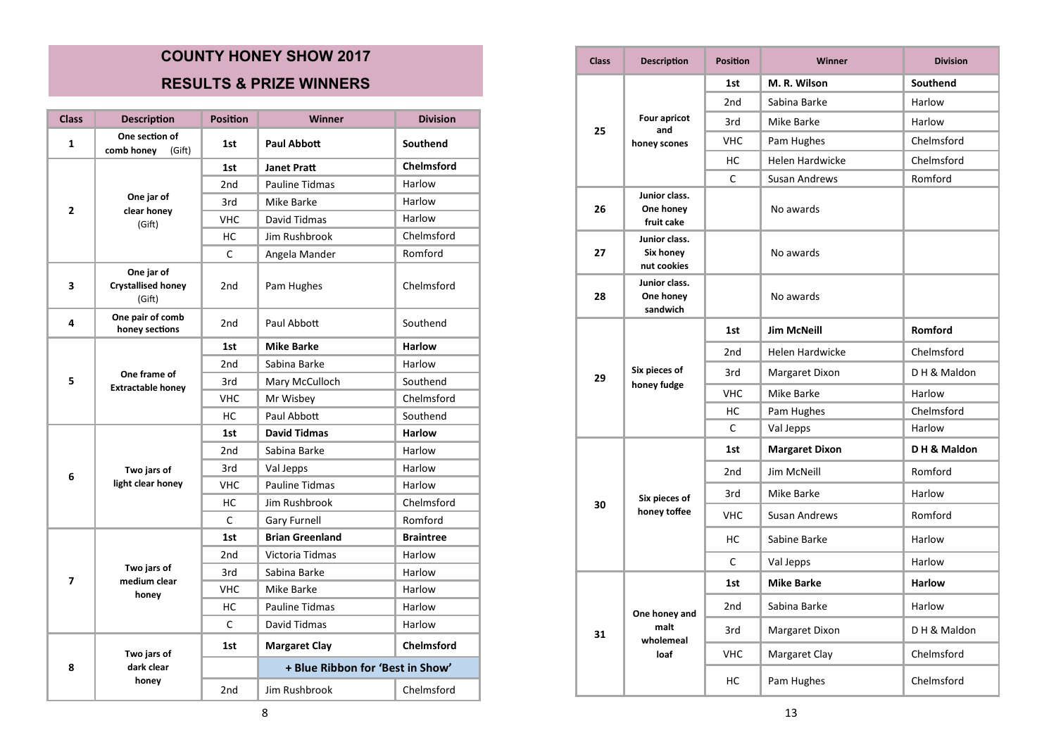# COUNTY HONEY SHOW 2017

## RESULTS & PRIZE WINNERS

| Class | Description | Position | Winner | Division |
|---|---|---|---|---|
| 1 | One section of comb honey (Gift) | 1st | **Paul Abbott** | **Southend** |
| 2 | One jar of clear honey (Gift) | 1st | **Janet Pratt** | **Chelmsford** |
| | | 2nd | Pauline Tidmas | Harlow |
| | | 3rd | Mike Barke | Harlow |
| | | VHC | David Tidmas | Harlow |
| | | HC | Jim Rushbrook | Chelmsford |
| | | C | Angela Mander | Romford |
| 3 | One jar of Crystallised honey (Gift) | 2nd | Pam Hughes | Chelmsford |
| 4 | One pair of comb honey sections | 2nd | Paul Abbott | Southend |
| 5 | One frame of Extractable honey | 1st | **Mike Barke** | **Harlow** |
| | | 2nd | Sabina Barke | Harlow |
| | | 3rd | Mary McCulloch | Southend |
| | | VHC | Mr Wisbey | Chelmsford |
| | | HC | Paul Abbott | Southend |
| 6 | Two jars of light clear honey | 1st | **David Tidmas** | **Harlow** |
| | | 2nd | Sabina Barke | Harlow |
| | | 3rd | Val Jepps | Harlow |
| | | VHC | Pauline Tidmas | Harlow |
| | | HC | Jim Rushbrook | Chelmsford |
| | | C | Gary Furnell | Romford |
| 7 | Two jars of medium clear honey | 1st | **Brian Greenland** | **Braintree** |
| | | 2nd | Victoria Tidmas | Harlow |
| | | 3rd | Sabina Barke | Harlow |
| | | VHC | Mike Barke | Harlow |
| | | HC | Pauline Tidmas | Harlow |
| | | C | David Tidmas | Harlow |
| 8 | Two jars of dark clear honey | 1st | **Margaret Clay** | **Chelmsford** |
| | | | **+ Blue Ribbon for 'Best in Show'** | |
| | | 2nd | Jim Rushbrook | Chelmsford |

| Class | Description | Position | Winner | Division |
|---|---|---|---|---|
| 25 | Four apricot and honey scones | 1st | **M. R. Wilson** | **Southend** |
| | | 2nd | Sabina Barke | Harlow |
| | | 3rd | Mike Barke | Harlow |
| | | VHC | Pam Hughes | Chelmsford |
| | | HC | Helen Hardwicke | Chelmsford |
| | | C | Susan Andrews | Romford |
| 26 | Junior class. One honey fruit cake | | No awards | |
| 27 | Junior class. Six honey nut cookies | | No awards | |
| 28 | Junior class. One honey sandwich | | No awards | |
| 29 | Six pieces of honey fudge | 1st | **Jim McNeill** | **Romford** |
| | | 2nd | Helen Hardwicke | Chelmsford |
| | | 3rd | Margaret Dixon | D H & Maldon |
| | | VHC | Mike Barke | Harlow |
| | | HC | Pam Hughes | Chelmsford |
| | | C | Val Jepps | Harlow |
| 30 | Six pieces of honey toffee | 1st | **Margaret Dixon** | **D H & Maldon** |
| | | 2nd | Jim McNeill | Romford |
| | | 3rd | Mike Barke | Harlow |
| | | VHC | Susan Andrews | Romford |
| | | HC | Sabine Barke | Harlow |
| | | C | Val Jepps | Harlow |
| 31 | One honey and malt wholemeal loaf | 1st | **Mike Barke** | **Harlow** |
| | | 2nd | Sabina Barke | Harlow |
| | | 3rd | Margaret Dixon | D H & Maldon |
| | | VHC | Margaret Clay | Chelmsford |
| | | HC | Pam Hughes | Chelmsford |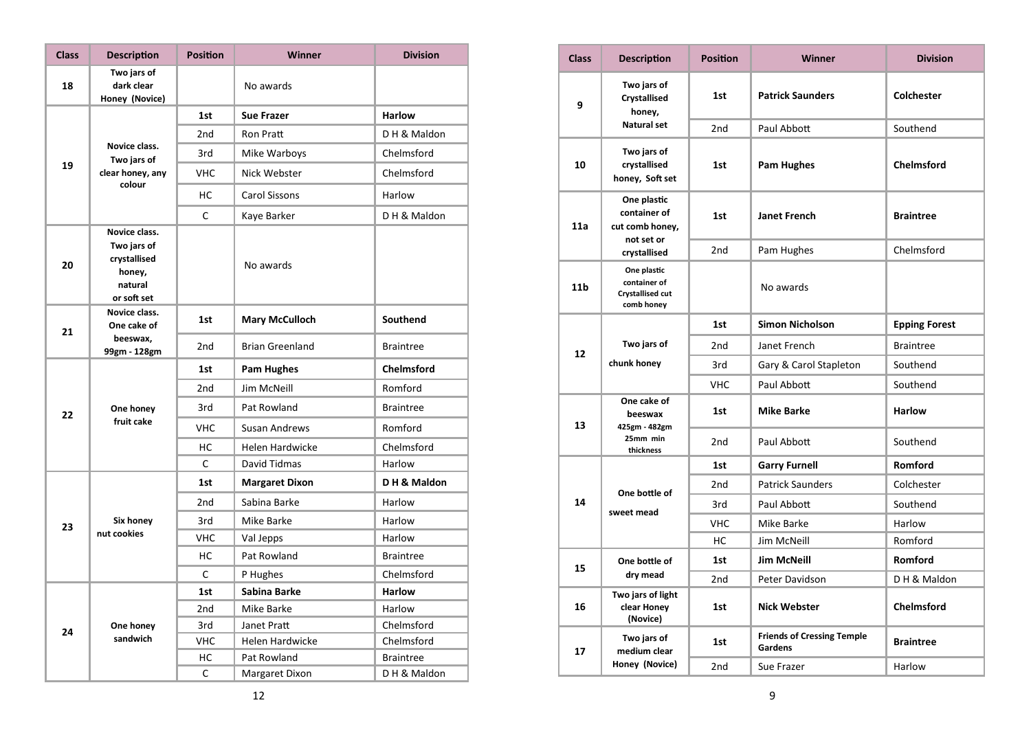| Class | Description | Position | Winner | Division |
|---|---|---|---|---|
| 18 | Two jars of dark clear Honey (Novice) | | No awards | |
| 19 | Novice class. Two jars of clear honey, any colour | 1st | **Sue Frazer** | **Harlow** |
| | | 2nd | Ron Pratt | D H & Maldon |
| | | 3rd | Mike Warboys | Chelmsford |
| | | VHC | Nick Webster | Chelmsford |
| | | HC | Carol Sissons | Harlow |
| | | C | Kaye Barker | D H & Maldon |
| 20 | Novice class. Two jars of crystallised honey, natural or soft set | | No awards | |
| 21 | Novice class. One cake of beeswax, 99gm - 128gm | 1st | **Mary McCulloch** | **Southend** |
| | | 2nd | Brian Greenland | Braintree |
| 22 | One honey fruit cake | 1st | **Pam Hughes** | **Chelmsford** |
| | | 2nd | Jim McNeill | Romford |
| | | 3rd | Pat Rowland | Braintree |
| | | VHC | Susan Andrews | Romford |
| | | HC | Helen Hardwicke | Chelmsford |
| | | C | David Tidmas | Harlow |
| 23 | Six honey nut cookies | 1st | **Margaret Dixon** | **D H & Maldon** |
| | | 2nd | Sabina Barke | Harlow |
| | | 3rd | Mike Barke | Harlow |
| | | VHC | Val Jepps | Harlow |
| | | HC | Pat Rowland | Braintree |
| | | C | P Hughes | Chelmsford |
| 24 | One honey sandwich | 1st | **Sabina Barke** | **Harlow** |
| | | 2nd | Mike Barke | Harlow |
| | | 3rd | Janet Pratt | Chelmsford |
| | | VHC | Helen Hardwicke | Chelmsford |
| | | HC | Pat Rowland | Braintree |
| | | C | Margaret Dixon | D H & Maldon |

| Class | Description | Position | Winner | Division |
|---|---|---|---|---|
| 9 | Two jars of Crystallised honey, Natural set | 1st | **Patrick Saunders** | **Colchester** |
| | | 2nd | Paul Abbott | Southend |
| 10 | Two jars of crystallised honey, Soft set | 1st | **Pam Hughes** | **Chelmsford** |
| 11a | One plastic container of cut comb honey, not set or crystallised | 1st | **Janet French** | **Braintree** |
| | | 2nd | Pam Hughes | Chelmsford |
| 11b | One plastic container of Crystallised cut comb honey | | No awards | |
| 12 | Two jars of chunk honey | 1st | **Simon Nicholson** | **Epping Forest** |
| | | 2nd | Janet French | Braintree |
| | | 3rd | Gary & Carol Stapleton | Southend |
| | | VHC | Paul Abbott | Southend |
| 13 | One cake of beeswax 425gm - 482gm 25mm min thickness | 1st | **Mike Barke** | **Harlow** |
| | | 2nd | Paul Abbott | Southend |
| 14 | One bottle of sweet mead | 1st | **Garry Furnell** | **Romford** |
| | | 2nd | Patrick Saunders | Colchester |
| | | 3rd | Paul Abbott | Southend |
| | | VHC | Mike Barke | Harlow |
| | | HC | Jim McNeill | Romford |
| 15 | One bottle of dry mead | 1st | **Jim McNeill** | **Romford** |
| | | 2nd | Peter Davidson | D H & Maldon |
| 16 | Two jars of light clear Honey (Novice) | 1st | **Nick Webster** | **Chelmsford** |
| 17 | Two jars of medium clear Honey (Novice) | 1st | **Friends of Cressing Temple Gardens** | **Braintree** |
| | | 2nd | Sue Frazer | Harlow |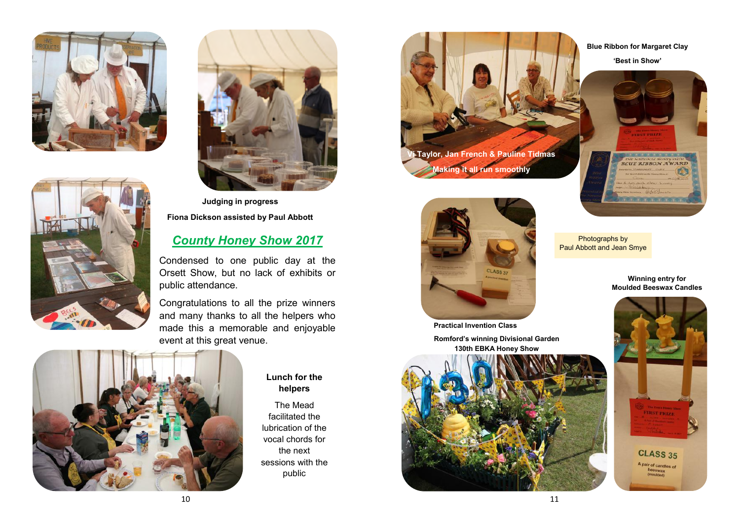Judging in progress

Fiona Dickson assisted by Paul Abbott

## *County Honey Show 2017*

Condensed to one public day at the Orsett Show, but no lack of exhibits or public attendance.

Congratulations to all the prize winners and many thanks to all the helpers who made this a memorable and enjoyable event at this great venue.

**Lunch for the helpers**

The Mead facilitated the lubrication of the vocal chords for the next sessions with the public

Vi Taylor, Jan French & Pauline Tidmas

Making it all run smoothly

**Blue Ribbon for Margaret Clay**

**'Best in Show'**

Photographs by Paul Abbott and Jean Smye

**Practical Invention Class**

**Romford's winning Divisional Garden**
**130th EBKA Honey Show**

**Winning entry for Moulded Beeswax Candles**